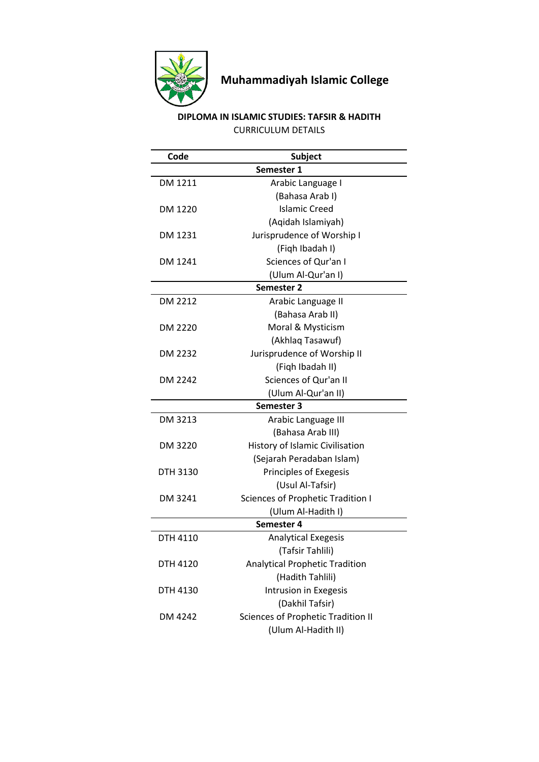# Muhammadiyah Islamic College

## DIPLOMA IN ISLAMIC STUDIES: TAFSIR & HADITH

CURRICULUM DETAILS

| Code | Subject |
|---|---|
| **Semester 1** | |
| DM 1211 | Arabic Language I (Bahasa Arab I) |
| DM 1220 | Islamic Creed (Aqidah Islamiyah) |
| DM 1231 | Jurisprudence of Worship I (Fiqh Ibadah I) |
| DM 1241 | Sciences of Qur'an I (Ulum Al-Qur'an I) |
| **Semester 2** | |
| DM 2212 | Arabic Language II (Bahasa Arab II) |
| DM 2220 | Moral & Mysticism (Akhlaq Tasawuf) |
| DM 2232 | Jurisprudence of Worship II (Fiqh Ibadah II) |
| DM 2242 | Sciences of Qur'an II (Ulum Al-Qur'an II) |
| **Semester 3** | |
| DM 3213 | Arabic Language III (Bahasa Arab III) |
| DM 3220 | History of Islamic Civilisation (Sejarah Peradaban Islam) |
| DTH 3130 | Principles of Exegesis (Usul Al-Tafsir) |
| DM 3241 | Sciences of Prophetic Tradition I (Ulum Al-Hadith I) |
| **Semester 4** | |
| DTH 4110 | Analytical Exegesis (Tafsir Tahlili) |
| DTH 4120 | Analytical Prophetic Tradition (Hadith Tahlili) |
| DTH 4130 | Intrusion in Exegesis (Dakhil Tafsir) |
| DM 4242 | Sciences of Prophetic Tradition II (Ulum Al-Hadith II) |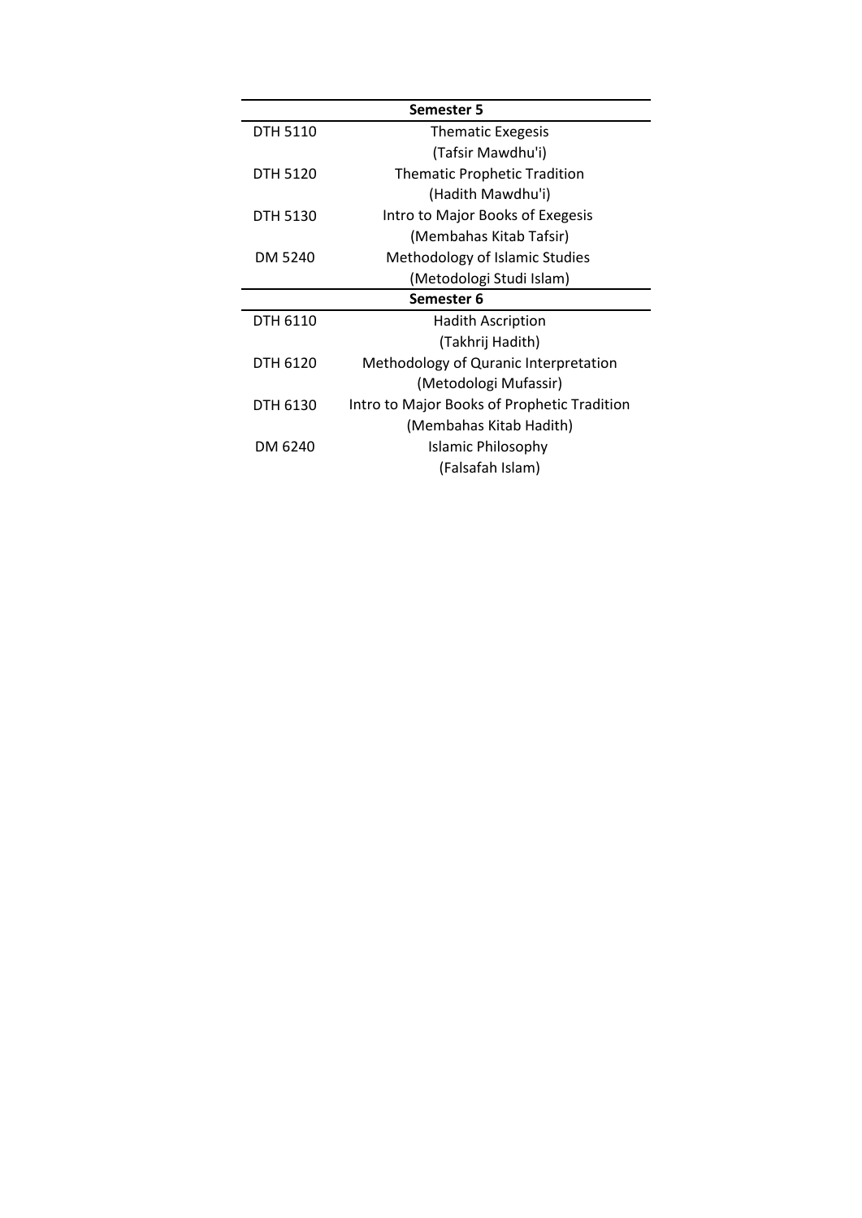| | |
|---|---|
| **Semester 5** | |
| DTH 5110 | Thematic Exegesis (Tafsir Mawdhu'i) |
| DTH 5120 | Thematic Prophetic Tradition (Hadith Mawdhu'i) |
| DTH 5130 | Intro to Major Books of Exegesis (Membahas Kitab Tafsir) |
| DM 5240 | Methodology of Islamic Studies (Metodologi Studi Islam) |
| **Semester 6** | |
| DTH 6110 | Hadith Ascription (Takhrij Hadith) |
| DTH 6120 | Methodology of Quranic Interpretation (Metodologi Mufassir) |
| DTH 6130 | Intro to Major Books of Prophetic Tradition (Membahas Kitab Hadith) |
| DM 6240 | Islamic Philosophy (Falsafah Islam) |